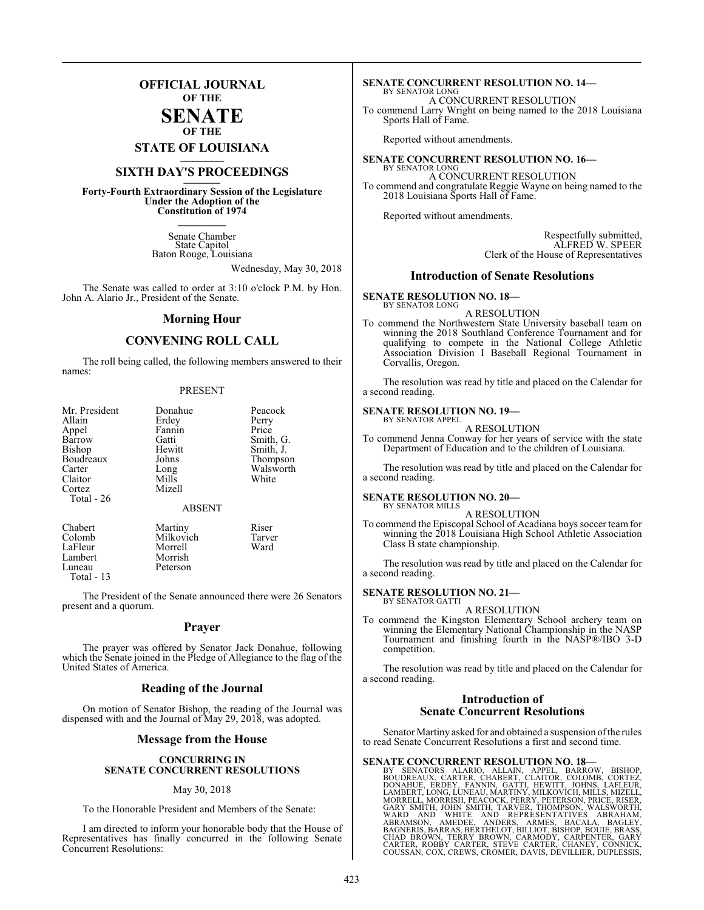# OFFICIAL JOURNAL
### OF THE
# SENATE
### OF THE
## STATE OF LOUISIANA

## SIXTH DAY'S PROCEEDINGS

**Forty-Fourth Extraordinary Session of the Legislature Under the Adoption of the Constitution of 1974**

Senate Chamber
State Capitol
Baton Rouge, Louisiana

Wednesday, May 30, 2018

The Senate was called to order at 3:10 o'clock P.M. by Hon. John A. Alario Jr., President of the Senate.

## Morning Hour

## CONVENING ROLL CALL

The roll being called, the following members answered to their names:

PRESENT

| | | |
|---|---|---|
| Mr. President | Donahue | Peacock |
| Allain | Erdey | Perry |
| Appel | Fannin | Price |
| Barrow | Gatti | Smith, G. |
| Bishop | Hewitt | Smith, J. |
| Boudreaux | Johns | Thompson |
| Carter | Long | Walsworth |
| Claitor | Mills | White |
| Cortez | Mizell | |

Total - 26

ABSENT

| | | |
|---|---|---|
| Chabert | Martiny | Riser |
| Colomb | Milkovich | Tarver |
| LaFleur | Morrell | Ward |
| Lambert | Morrish | |
| Luneau | Peterson | |

Total - 13

The President of the Senate announced there were 26 Senators present and a quorum.

## Prayer

The prayer was offered by Senator Jack Donahue, following which the Senate joined in the Pledge of Allegiance to the flag of the United States of America.

## Reading of the Journal

On motion of Senator Bishop, the reading of the Journal was dispensed with and the Journal of May 29, 2018, was adopted.

## Message from the House

**CONCURRING IN SENATE CONCURRENT RESOLUTIONS**

May 30, 2018

To the Honorable President and Members of the Senate:

I am directed to inform your honorable body that the House of Representatives has finally concurred in the following Senate Concurrent Resolutions:

**SENATE CONCURRENT RESOLUTION NO. 14—**
BY SENATOR LONG
A CONCURRENT RESOLUTION
To commend Larry Wright on being named to the 2018 Louisiana Sports Hall of Fame.

Reported without amendments.

**SENATE CONCURRENT RESOLUTION NO. 16—**
BY SENATOR LONG
A CONCURRENT RESOLUTION
To commend and congratulate Reggie Wayne on being named to the 2018 Louisiana Sports Hall of Fame.

Reported without amendments.

Respectfully submitted,
ALFRED W. SPEER
Clerk of the House of Representatives

## Introduction of Senate Resolutions

**SENATE RESOLUTION NO. 18—**
BY SENATOR LONG
A RESOLUTION
To commend the Northwestern State University baseball team on winning the 2018 Southland Conference Tournament and for qualifying to compete in the National College Athletic Association Division I Baseball Regional Tournament in Corvallis, Oregon.

The resolution was read by title and placed on the Calendar for a second reading.

**SENATE RESOLUTION NO. 19—**
BY SENATOR APPEL
A RESOLUTION
To commend Jenna Conway for her years of service with the state Department of Education and to the children of Louisiana.

The resolution was read by title and placed on the Calendar for a second reading.

**SENATE RESOLUTION NO. 20—**
BY SENATOR MILLS
A RESOLUTION
To commend the Episcopal School of Acadiana boys soccer team for winning the 2018 Louisiana High School Athletic Association Class B state championship.

The resolution was read by title and placed on the Calendar for a second reading.

**SENATE RESOLUTION NO. 21—**
BY SENATOR GATTI
A RESOLUTION
To commend the Kingston Elementary School archery team on winning the Elementary National Championship in the NASP Tournament and finishing fourth in the NASP®/IBO 3-D competition.

The resolution was read by title and placed on the Calendar for a second reading.

## Introduction of Senate Concurrent Resolutions

Senator Martiny asked for and obtained a suspension of the rules to read Senate Concurrent Resolutions a first and second time.

**SENATE CONCURRENT RESOLUTION NO. 18—**
BY SENATORS ALARIO, ALLAIN, APPEL, BARROW, BISHOP, BOUDREAUX, CARTER, CHABERT, CLAITOR, COLOMB, CORTEZ, DONAHUE, ERDEY, FANNIN, GATTI, HEWITT, JOHNS, LAFLEUR, LAMBERT, LONG, LUNEAU, MARTINY, MILKOVICH, MILLS, MIZELL, MORRELL, MORRISH, PEACOCK, PERRY, PETERSON, PRICE, RISER, GARY SMITH, JOHN SMITH, TARVER, THOMPSON, WALSWORTH, WARD AND WHITE AND REPRESENTATIVES ABRAHAM, ABRAMSON, AMEDEE, ANDERS, ARMES, BACALA, BAGLEY, BAGNERIS, BARRAS, BERTHELOT, BILLIOT, BISHOP, BOUIE, BRASS, CHAD BROWN, TERRY BROWN, CARMODY, CARPENTER, GARY CARTER, ROBBY CARTER, STEVE CARTER, CHANEY, CONNICK, COUSSAN, COX, CREWS, CROMER, DAVIS, DEVILLIER, DUPLESSIS,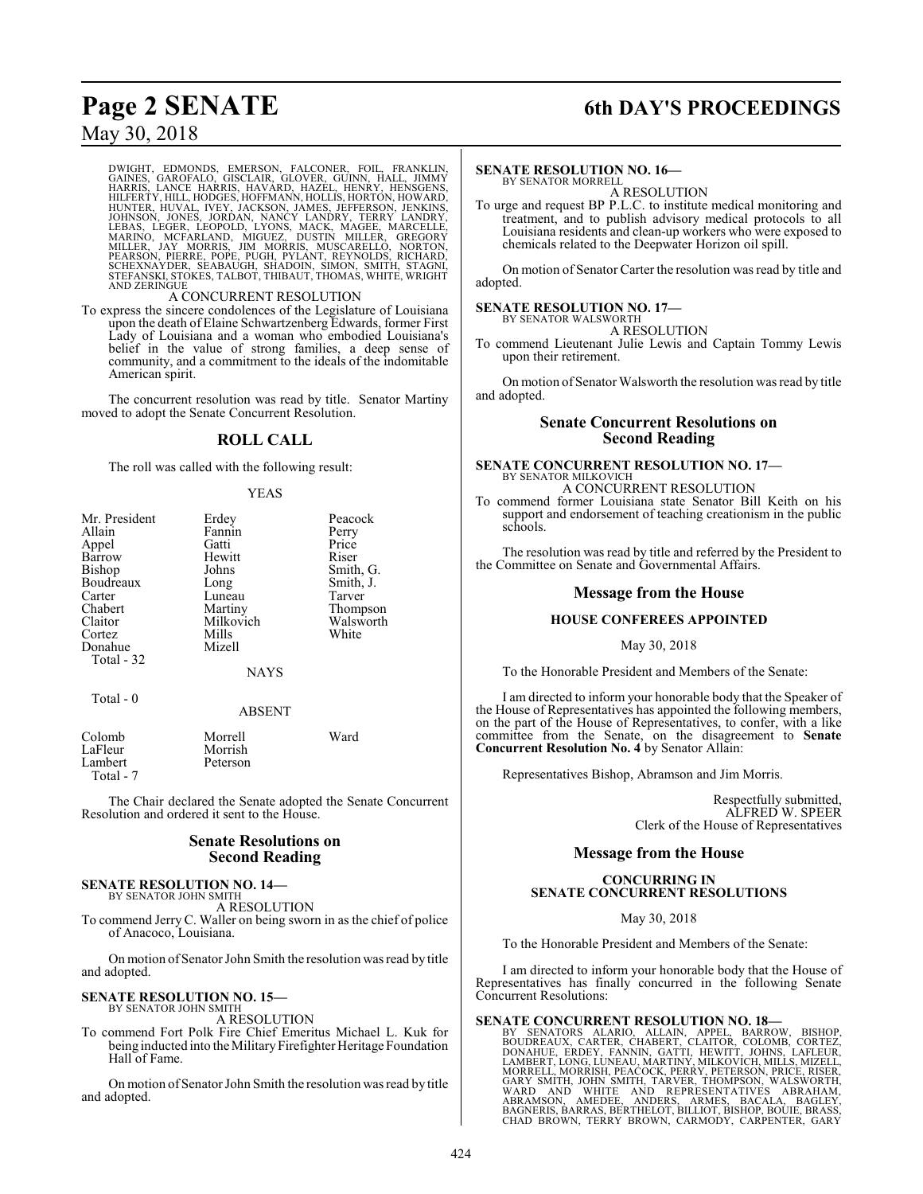DWIGHT, EDMONDS, EMERSON, FALCONER, FOIL, FRANKLIN, GAINES, GAROFALO, GISCLAIR, GLOVER, GUINN, HALL, JIMMY HARRIS, LANCE HARRIS, HAVARD, HAZEL, HENRY, HENSGENS, HILFERTY, HILL, HODGES, HOFFMANN, HOLLIS, HORTON, HOWARD, HUNTER, HUVAL, IVEY, JACKSON, JAMES, JEFFERSON, JENKINS, JOHNSON, JONES, JORDAN, NANCY LANDRY, TERRY LANDRY, LEBAS, LEGER, LEOPOLD, LYONS, MACK, MAGEE, MARCELLE, MARINO, MCFARLAND, MIGUEZ, DUSTIN MILLER, GREGORY MILLER, JAY MORRIS, JIM MORRIS, MUSCARELLO, NORTON, PEARSON, PIERRE, POPE, PUGH, PYLANT, REYNOLDS, RICHARD, SCHEXNAYDER, SEABAUGH, SHADOIN, SIMON, SMITH, STAGNI, STEFANSKI, STOKES, TALBOT, THIBAUT, THOMAS, WHITE, WRIGHT AND ZERINGUE

A CONCURRENT RESOLUTION

To express the sincere condolences of the Legislature of Louisiana upon the death of Elaine Schwartzenberg Edwards, former First Lady of Louisiana and a woman who embodied Louisiana's belief in the value of strong families, a deep sense of community, and a commitment to the ideals of the indomitable American spirit.

The concurrent resolution was read by title. Senator Martiny moved to adopt the Senate Concurrent Resolution.

## ROLL CALL

The roll was called with the following result:

YEAS

| | | |
|---|---|---|
| Mr. President | Erdey | Peacock |
| Allain | Fannin | Perry |
| Appel | Gatti | Price |
| Barrow | Hewitt | Riser |
| Bishop | Johns | Smith, G. |
| Boudreaux | Long | Smith, J. |
| Carter | Luneau | Tarver |
| Chabert | Martiny | Thompson |
| Claitor | Milkovich | Walsworth |
| Cortez | Mills | White |
| Donahue | Mizell | |

Total - 32

NAYS

Total - 0

ABSENT

| | | |
|---|---|---|
| Colomb | Morrell | Ward |
| LaFleur | Morrish | |
| Lambert | Peterson | |

Total - 7

The Chair declared the Senate adopted the Senate Concurrent Resolution and ordered it sent to the House.

## Senate Resolutions on Second Reading

**SENATE RESOLUTION NO. 14—**
BY SENATOR JOHN SMITH

A RESOLUTION

To commend Jerry C. Waller on being sworn in as the chief of police of Anacoco, Louisiana.

On motion of Senator John Smith the resolution was read by title and adopted.

**SENATE RESOLUTION NO. 15—**
BY SENATOR JOHN SMITH

A RESOLUTION

To commend Fort Polk Fire Chief Emeritus Michael L. Kuk for being inducted into the Military Firefighter Heritage Foundation Hall of Fame.

On motion of Senator John Smith the resolution was read by title and adopted.

**SENATE RESOLUTION NO. 16—**
BY SENATOR MORRELL

A RESOLUTION

To urge and request BP P.L.C. to institute medical monitoring and treatment, and to publish advisory medical protocols to all Louisiana residents and clean-up workers who were exposed to chemicals related to the Deepwater Horizon oil spill.

On motion of Senator Carter the resolution was read by title and adopted.

**SENATE RESOLUTION NO. 17—**
BY SENATOR WALSWORTH

A RESOLUTION

To commend Lieutenant Julie Lewis and Captain Tommy Lewis upon their retirement.

On motion of Senator Walsworth the resolution was read by title and adopted.

## Senate Concurrent Resolutions on Second Reading

**SENATE CONCURRENT RESOLUTION NO. 17—**
BY SENATOR MILKOVICH

A CONCURRENT RESOLUTION

To commend former Louisiana state Senator Bill Keith on his support and endorsement of teaching creationism in the public schools.

The resolution was read by title and referred by the President to the Committee on Senate and Governmental Affairs.

## Message from the House

### HOUSE CONFEREES APPOINTED

May 30, 2018

To the Honorable President and Members of the Senate:

I am directed to inform your honorable body that the Speaker of the House of Representatives has appointed the following members, on the part of the House of Representatives, to confer, with a like committee from the Senate, on the disagreement to **Senate Concurrent Resolution No. 4** by Senator Allain:

Representatives Bishop, Abramson and Jim Morris.

Respectfully submitted,
ALFRED W. SPEER
Clerk of the House of Representatives

## Message from the House

### CONCURRING IN SENATE CONCURRENT RESOLUTIONS

May 30, 2018

To the Honorable President and Members of the Senate:

I am directed to inform your honorable body that the House of Representatives has finally concurred in the following Senate Concurrent Resolutions:

**SENATE CONCURRENT RESOLUTION NO. 18—**
BY SENATORS ALARIO, ALLAIN, APPEL, BARROW, BISHOP, BOUDREAUX, CARTER, CHABERT, CLAITOR, COLOMB, CORTEZ, DONAHUE, ERDEY, FANNIN, GATTI, HEWITT, JOHNS, LAFLEUR, LAMBERT, LONG, LUNEAU, MARTINY, MILKOVICH, MILLS, MIZELL, MORRELL, MORRISH, PEACOCK, PERRY, PETERSON, PRICE, RISER, GARY SMITH, JOHN SMITH, TARVER, THOMPSON, WALSWORTH, WARD AND WHITE AND REPRESENTATIVES ABRAHAM, ABRAMSON, AMEDEE, ANDERS, ARMES, BACALA, BAGLEY, BAGNERIS, BARRAS, BERTHELOT, BILLIOT, BISHOP, BOUIE, BRASS, CHAD BROWN, TERRY BROWN, CARMODY, CARPENTER, GARY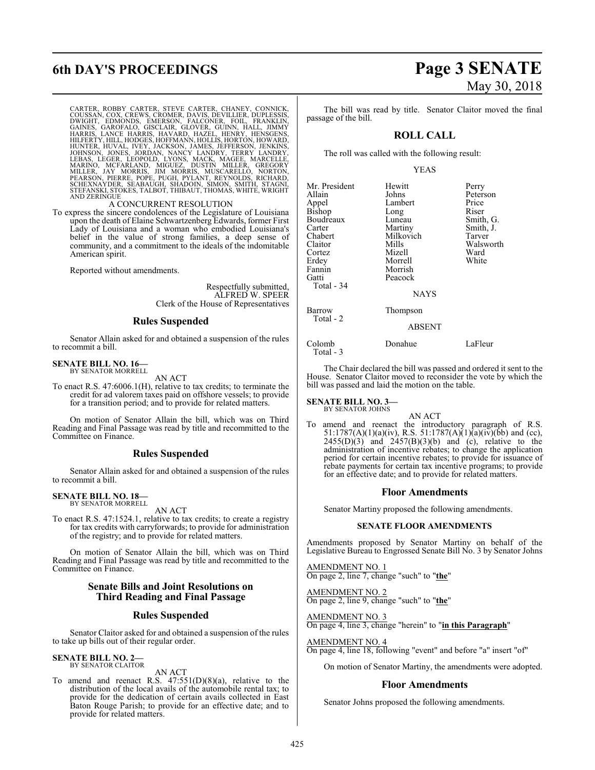CARTER, ROBBY CARTER, STEVE CARTER, CHANEY, CONNICK, COUSSAN, COX, CREWS, CROMER, DAVIS, DEVILLIER, DUPLESSIS, DWIGHT, EDMONDS, EMERSON, FALCONER, FOIL, FRANKLIN, GAINES, GAROFALO, GISCLAIR, GLOVER, GUINN, HALL, JIMMY HARRIS, LANCE HARRIS, HAVARD, HAZEL, HENRY, HENSGENS, HILFERTY, HILL, HODGES, HOFFMANN, HOLLIS, HORTON, HOWARD, HUNTER, HUVAL, IVEY, JACKSON, JAMES, JEFFERSON, JENKINS, JOHNSON, JONES, JORDAN, NANCY LANDRY, TERRY LANDRY, LEBAS, LEGER, LEOPOLD, LYONS, MACK, MAGEE, MARCELLE, MARINO, MCFARLAND, MIGUEZ, DUSTIN MILLER, GREGORY MILLER, JAY MORRIS, JIM MORRIS, MUSCARELLO, NORTON, PEARSON, PIERRE, POPE, PUGH, PYLANT, REYNOLDS, RICHARD, SCHEXNAYDER, SEABAUGH, SHADOIN, SIMON, SMITH, STAGNI, STEFANSKI, STOKES, TALBOT, THIBAUT, THOMAS, WHITE, WRIGHT AND ZERINGUE

A CONCURRENT RESOLUTION

To express the sincere condolences of the Legislature of Louisiana upon the death of Elaine Schwartzenberg Edwards, former First Lady of Louisiana and a woman who embodied Louisiana's belief in the value of strong families, a deep sense of community, and a commitment to the ideals of the indomitable American spirit.

Reported without amendments.

Respectfully submitted,
ALFRED W. SPEER
Clerk of the House of Representatives

## Rules Suspended

Senator Allain asked for and obtained a suspension of the rules to recommit a bill.

**SENATE BILL NO. 16—**
BY SENATOR MORRELL

AN ACT

To enact R.S. 47:6006.1(H), relative to tax credits; to terminate the credit for ad valorem taxes paid on offshore vessels; to provide for a transition period; and to provide for related matters.

On motion of Senator Allain the bill, which was on Third Reading and Final Passage was read by title and recommitted to the Committee on Finance.

## Rules Suspended

Senator Allain asked for and obtained a suspension of the rules to recommit a bill.

**SENATE BILL NO. 18—**
BY SENATOR MORRELL

AN ACT

To enact R.S. 47:1524.1, relative to tax credits; to create a registry for tax credits with carryforwards; to provide for administration of the registry; and to provide for related matters.

On motion of Senator Allain the bill, which was on Third Reading and Final Passage was read by title and recommitted to the Committee on Finance.

## Senate Bills and Joint Resolutions on Third Reading and Final Passage

## Rules Suspended

Senator Claitor asked for and obtained a suspension of the rules to take up bills out of their regular order.

**SENATE BILL NO. 2—**
BY SENATOR CLAITOR

AN ACT

To amend and reenact R.S. 47:551(D)(8)(a), relative to the distribution of the local avails of the automobile rental tax; to provide for the dedication of certain avails collected in East Baton Rouge Parish; to provide for an effective date; and to provide for related matters.

The bill was read by title. Senator Claitor moved the final passage of the bill.

## ROLL CALL

The roll was called with the following result:

YEAS

| | | |
|---|---|---|
| Mr. President | Hewitt | Perry |
| Allain | Johns | Peterson |
| Appel | Lambert | Price |
| Bishop | Long | Riser |
| Boudreaux | Luneau | Smith, G. |
| Carter | Martiny | Smith, J. |
| Chabert | Milkovich | Tarver |
| Claitor | Mills | Walsworth |
| Cortez | Mizell | Ward |
| Erdey | Morrell | White |
| Fannin | Morrish | |
| Gatti | Peacock | |

Total - 34

NAYS

| | |
|---|---|
| Barrow | Thompson |

Total - 2

ABSENT

| | | |
|---|---|---|
| Colomb | Donahue | LaFleur |

Total - 3

The Chair declared the bill was passed and ordered it sent to the House. Senator Claitor moved to reconsider the vote by which the bill was passed and laid the motion on the table.

**SENATE BILL NO. 3—**
BY SENATOR JOHNS

AN ACT

To amend and reenact the introductory paragraph of R.S. 51:1787(A)(1)(a)(iv), R.S. 51:1787(A)(1)(a)(iv)(bb) and (cc), 2455(D)(3) and 2457(B)(3)(b) and (c), relative to the administration of incentive rebates; to change the application period for certain incentive rebates; to provide for issuance of rebate payments for certain tax incentive programs; to provide for an effective date; and to provide for related matters.

## Floor Amendments

Senator Martiny proposed the following amendments.

**SENATE FLOOR AMENDMENTS**

Amendments proposed by Senator Martiny on behalf of the Legislative Bureau to Engrossed Senate Bill No. 3 by Senator Johns

AMENDMENT NO. 1
On page 2, line 7, change "such" to "**the**"

AMENDMENT NO. 2
On page 2, line 9, change "such" to "**the**"

AMENDMENT NO. 3
On page 4, line 3, change "herein" to "**in this Paragraph**"

AMENDMENT NO. 4
On page 4, line 18, following "event" and before "a" insert "of"

On motion of Senator Martiny, the amendments were adopted.

## Floor Amendments

Senator Johns proposed the following amendments.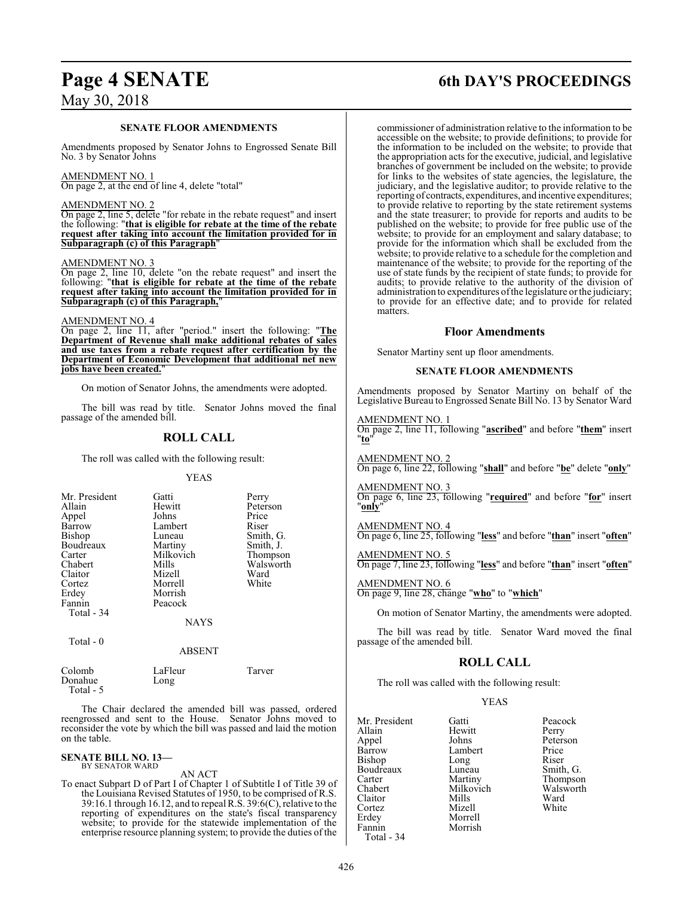### SENATE FLOOR AMENDMENTS

Amendments proposed by Senator Johns to Engrossed Senate Bill No. 3 by Senator Johns

AMENDMENT NO. 1
On page 2, at the end of line 4, delete "total"

AMENDMENT NO. 2
On page 2, line 5, delete "for rebate in the rebate request" and insert the following: "**that is eligible for rebate at the time of the rebate request after taking into account the limitation provided for in Subparagraph (c) of this Paragraph**"

AMENDMENT NO. 3
On page 2, line 10, delete "on the rebate request" and insert the following: "**that is eligible for rebate at the time of the rebate request after taking into account the limitation provided for in Subparagraph (c) of this Paragraph,**"

AMENDMENT NO. 4
On page 2, line 11, after "period." insert the following: "**The Department of Revenue shall make additional rebates of sales and use taxes from a rebate request after certification by the Department of Economic Development that additional net new jobs have been created.**"

On motion of Senator Johns, the amendments were adopted.

The bill was read by title. Senator Johns moved the final passage of the amended bill.

## ROLL CALL

The roll was called with the following result:

YEAS

| | | |
|---|---|---|
| Mr. President | Gatti | Perry |
| Allain | Hewitt | Peterson |
| Appel | Johns | Price |
| Barrow | Lambert | Riser |
| Bishop | Luneau | Smith, G. |
| Boudreaux | Martiny | Smith, J. |
| Carter | Milkovich | Thompson |
| Chabert | Mills | Walsworth |
| Claitor | Mizell | Ward |
| Cortez | Morrell | White |
| Erdey | Morrish | |
| Fannin | Peacock | |

Total - 34

NAYS

Total - 0

ABSENT

| | | |
|---|---|---|
| Colomb | LaFleur | Tarver |
| Donahue | Long | |

Total - 5

The Chair declared the amended bill was passed, ordered reengrossed and sent to the House. Senator Johns moved to reconsider the vote by which the bill was passed and laid the motion on the table.

**SENATE BILL NO. 13—**
BY SENATOR WARD

AN ACT

To enact Subpart D of Part I of Chapter 1 of Subtitle I of Title 39 of the Louisiana Revised Statutes of 1950, to be comprised of R.S. 39:16.1 through 16.12, and to repeal R.S. 39:6(C), relative to the reporting of expenditures on the state's fiscal transparency website; to provide for the statewide implementation of the enterprise resource planning system; to provide the duties of the commissioner of administration relative to the information to be accessible on the website; to provide definitions; to provide for the information to be included on the website; to provide that the appropriation acts for the executive, judicial, and legislative branches of government be included on the website; to provide for links to the websites of state agencies, the legislature, the judiciary, and the legislative auditor; to provide relative to the reporting of contracts, expenditures, and incentive expenditures; to provide relative to reporting by the state retirement systems and the state treasurer; to provide for reports and audits to be published on the website; to provide for free public use of the website; to provide for an employment and salary database; to provide for the information which shall be excluded from the website; to provide relative to a schedule for the completion and maintenance of the website; to provide for the reporting of the use of state funds by the recipient of state funds; to provide for audits; to provide relative to the authority of the division of administration to expenditures of the legislature or the judiciary; to provide for an effective date; and to provide for related matters.

## Floor Amendments

Senator Martiny sent up floor amendments.

### SENATE FLOOR AMENDMENTS

Amendments proposed by Senator Martiny on behalf of the Legislative Bureau to Engrossed Senate Bill No. 13 by Senator Ward

AMENDMENT NO. 1
On page 2, line 11, following "**ascribed**" and before "**them**" insert "**to**"

AMENDMENT NO. 2
On page 6, line 22, following "**shall**" and before "**be**" delete "**only**"

AMENDMENT NO. 3
On page 6, line 23, following "**required**" and before "**for**" insert "**only**"

AMENDMENT NO. 4
On page 6, line 25, following "**less**" and before "**than**" insert "**often**"

AMENDMENT NO. 5
On page 7, line 23, following "**less**" and before "**than**" insert "**often**"

AMENDMENT NO. 6
On page 9, line 28, change "**who**" to "**which**"

On motion of Senator Martiny, the amendments were adopted.

The bill was read by title. Senator Ward moved the final passage of the amended bill.

## ROLL CALL

The roll was called with the following result:

YEAS

| | | |
|---|---|---|
| Mr. President | Gatti | Peacock |
| Allain | Hewitt | Perry |
| Appel | Johns | Peterson |
| Barrow | Lambert | Price |
| Bishop | Long | Riser |
| Boudreaux | Luneau | Smith, G. |
| Carter | Martiny | Thompson |
| Chabert | Milkovich | Walsworth |
| Claitor | Mills | Ward |
| Cortez | Mizell | White |
| Erdey | Morrell | |
| Fannin | Morrish | |

Total - 34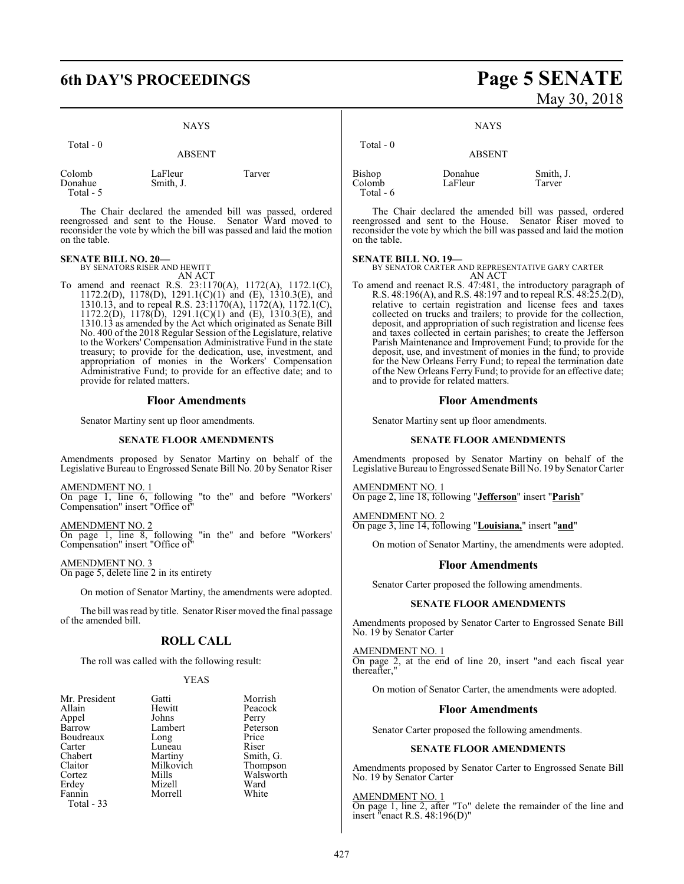NAYS

Total - 0

ABSENT

| | | |
|---|---|---|
| Colomb | LaFleur | Tarver |
| Donahue | Smith, J. | |
| Total - 5 | | |

The Chair declared the amended bill was passed, ordered reengrossed and sent to the House. Senator Ward moved to reconsider the vote by which the bill was passed and laid the motion on the table.

**SENATE BILL NO. 20—**
BY SENATORS RISER AND HEWITT
AN ACT

To amend and reenact R.S. 23:1170(A), 1172(A), 1172.1(C), 1172.2(D), 1178(D), 1291.1(C)(1) and (E), 1310.3(E), and 1310.13, and to repeal R.S. 23:1170(A), 1172(A), 1172.1(C), 1172.2(D), 1178(D), 1291.1(C)(1) and (E), 1310.3(E), and 1310.13 as amended by the Act which originated as Senate Bill No. 400 of the 2018 Regular Session of the Legislature, relative to the Workers' Compensation Administrative Fund in the state treasury; to provide for the dedication, use, investment, and appropriation of monies in the Workers' Compensation Administrative Fund; to provide for an effective date; and to provide for related matters.

## Floor Amendments

Senator Martiny sent up floor amendments.

### SENATE FLOOR AMENDMENTS

Amendments proposed by Senator Martiny on behalf of the Legislative Bureau to Engrossed Senate Bill No. 20 by Senator Riser

AMENDMENT NO. 1
On page 1, line 6, following "to the" and before "Workers' Compensation" insert "Office of"

AMENDMENT NO. 2
On page 1, line 8, following "in the" and before "Workers' Compensation" insert "Office of"

AMENDMENT NO. 3
On page 5, delete line 2 in its entirety

On motion of Senator Martiny, the amendments were adopted.

The bill was read by title. Senator Riser moved the final passage of the amended bill.

## ROLL CALL

The roll was called with the following result:

YEAS

| | | |
|---|---|---|
| Mr. President | Gatti | Morrish |
| Allain | Hewitt | Peacock |
| Appel | Johns | Perry |
| Barrow | Lambert | Peterson |
| Boudreaux | Long | Price |
| Carter | Luneau | Riser |
| Chabert | Martiny | Smith, G. |
| Claitor | Milkovich | Thompson |
| Cortez | Mills | Walsworth |
| Erdey | Mizell | Ward |
| Fannin | Morrell | White |
| Total - 33 | | |

NAYS

Total - 0

ABSENT

| | | |
|---|---|---|
| Bishop | Donahue | Smith, J. |
| Colomb | LaFleur | Tarver |
| Total - 6 | | |

The Chair declared the amended bill was passed, ordered reengrossed and sent to the House. Senator Riser moved to reconsider the vote by which the bill was passed and laid the motion on the table.

**SENATE BILL NO. 19—**
BY SENATOR CARTER AND REPRESENTATIVE GARY CARTER
AN ACT

To amend and reenact R.S. 47:481, the introductory paragraph of R.S. 48:196(A), and R.S. 48:197 and to repeal R.S. 48:25.2(D), relative to certain registration and license fees and taxes collected on trucks and trailers; to provide for the collection, deposit, and appropriation of such registration and license fees and taxes collected in certain parishes; to create the Jefferson Parish Maintenance and Improvement Fund; to provide for the deposit, use, and investment of monies in the fund; to provide for the New Orleans Ferry Fund; to repeal the termination date of the New Orleans Ferry Fund; to provide for an effective date; and to provide for related matters.

## Floor Amendments

Senator Martiny sent up floor amendments.

### SENATE FLOOR AMENDMENTS

Amendments proposed by Senator Martiny on behalf of the Legislative Bureau to Engrossed Senate Bill No. 19 by Senator Carter

AMENDMENT NO. 1
On page 2, line 18, following "**Jefferson**" insert "**Parish**"

AMENDMENT NO. 2
On page 3, line 14, following "**Louisiana,**" insert "**and**"

On motion of Senator Martiny, the amendments were adopted.

## Floor Amendments

Senator Carter proposed the following amendments.

### SENATE FLOOR AMENDMENTS

Amendments proposed by Senator Carter to Engrossed Senate Bill No. 19 by Senator Carter

AMENDMENT NO. 1
On page 2, at the end of line 20, insert "and each fiscal year thereafter,"

On motion of Senator Carter, the amendments were adopted.

## Floor Amendments

Senator Carter proposed the following amendments.

### SENATE FLOOR AMENDMENTS

Amendments proposed by Senator Carter to Engrossed Senate Bill No. 19 by Senator Carter

AMENDMENT NO. 1
On page 1, line 2, after "To" delete the remainder of the line and insert "enact R.S. 48:196(D)"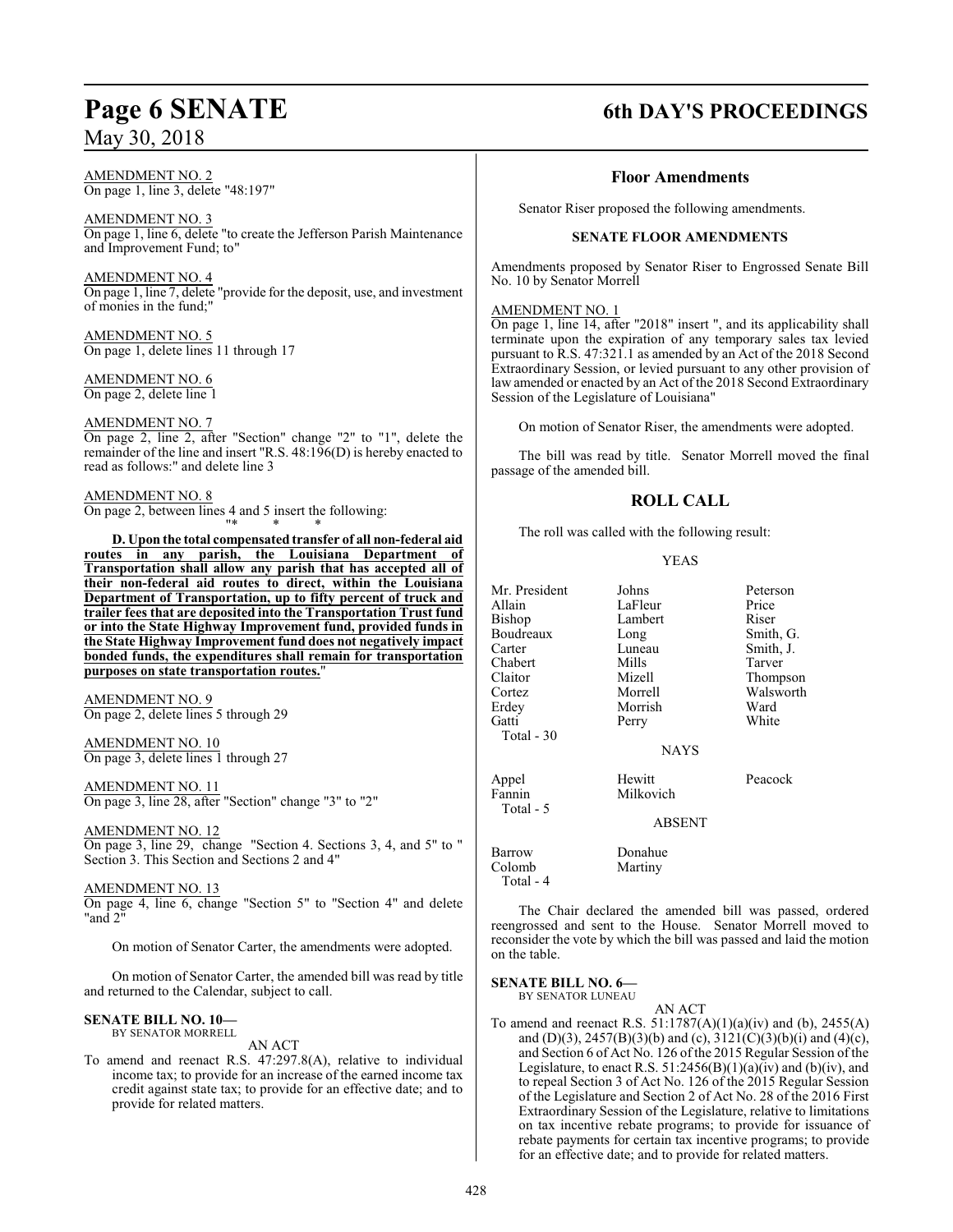AMENDMENT NO. 2
On page 1, line 3, delete "48:197"

AMENDMENT NO. 3
On page 1, line 6, delete "to create the Jefferson Parish Maintenance and Improvement Fund; to"

AMENDMENT NO. 4
On page 1, line 7, delete "provide for the deposit, use, and investment of monies in the fund;"

AMENDMENT NO. 5
On page 1, delete lines 11 through 17

AMENDMENT NO. 6
On page 2, delete line 1

AMENDMENT NO. 7
On page 2, line 2, after "Section" change "2" to "1", delete the remainder of the line and insert "R.S. 48:196(D) is hereby enacted to read as follows:" and delete line 3

AMENDMENT NO. 8
On page 2, between lines 4 and 5 insert the following:

"* * *

**D. Upon the total compensated transfer of all non-federal aid routes in any parish, the Louisiana Department of Transportation shall allow any parish that has accepted all of their non-federal aid routes to direct, within the Louisiana Department of Transportation, up to fifty percent of truck and trailer fees that are deposited into the Transportation Trust fund or into the State Highway Improvement fund, provided funds in the State Highway Improvement fund does not negatively impact bonded funds, the expenditures shall remain for transportation purposes on state transportation routes.**"

AMENDMENT NO. 9
On page 2, delete lines 5 through 29

AMENDMENT NO. 10
On page 3, delete lines 1 through 27

AMENDMENT NO. 11
On page 3, line 28, after "Section" change "3" to "2"

AMENDMENT NO. 12
On page 3, line 29, change "Section 4. Sections 3, 4, and 5" to " Section 3. This Section and Sections 2 and 4"

AMENDMENT NO. 13
On page 4, line 6, change "Section 5" to "Section 4" and delete "and 2"

On motion of Senator Carter, the amendments were adopted.

On motion of Senator Carter, the amended bill was read by title and returned to the Calendar, subject to call.

**SENATE BILL NO. 10—**
BY SENATOR MORRELL

AN ACT

To amend and reenact R.S. 47:297.8(A), relative to individual income tax; to provide for an increase of the earned income tax credit against state tax; to provide for an effective date; and to provide for related matters.

## Floor Amendments

Senator Riser proposed the following amendments.

### SENATE FLOOR AMENDMENTS

Amendments proposed by Senator Riser to Engrossed Senate Bill No. 10 by Senator Morrell

AMENDMENT NO. 1
On page 1, line 14, after "2018" insert ", and its applicability shall terminate upon the expiration of any temporary sales tax levied pursuant to R.S. 47:321.1 as amended by an Act of the 2018 Second Extraordinary Session, or levied pursuant to any other provision of law amended or enacted by an Act of the 2018 Second Extraordinary Session of the Legislature of Louisiana"

On motion of Senator Riser, the amendments were adopted.

The bill was read by title. Senator Morrell moved the final passage of the amended bill.

## ROLL CALL

The roll was called with the following result:

YEAS

| | | |
|---|---|---|
| Mr. President | Johns | Peterson |
| Allain | LaFleur | Price |
| Bishop | Lambert | Riser |
| Boudreaux | Long | Smith, G. |
| Carter | Luneau | Smith, J. |
| Chabert | Mills | Tarver |
| Claitor | Mizell | Thompson |
| Cortez | Morrell | Walsworth |
| Erdey | Morrish | Ward |
| Gatti | Perry | White |
| Total - 30 | | |

NAYS

| | | |
|---|---|---|
| Appel | Hewitt | Peacock |
| Fannin | Milkovich | |
| Total - 5 | | |

ABSENT

| | |
|---|---|
| Barrow | Donahue |
| Colomb | Martiny |
| Total - 4 | |

The Chair declared the amended bill was passed, ordered reengrossed and sent to the House. Senator Morrell moved to reconsider the vote by which the bill was passed and laid the motion on the table.

**SENATE BILL NO. 6—**
BY SENATOR LUNEAU

AN ACT

To amend and reenact R.S. 51:1787(A)(1)(a)(iv) and (b), 2455(A) and (D)(3), 2457(B)(3)(b) and (c), 3121(C)(3)(b)(i) and (4)(c), and Section 6 of Act No. 126 of the 2015 Regular Session of the Legislature, to enact R.S. 51:2456(B)(1)(a)(iv) and (b)(iv), and to repeal Section 3 of Act No. 126 of the 2015 Regular Session of the Legislature and Section 2 of Act No. 28 of the 2016 First Extraordinary Session of the Legislature, relative to limitations on tax incentive rebate programs; to provide for issuance of rebate payments for certain tax incentive programs; to provide for an effective date; and to provide for related matters.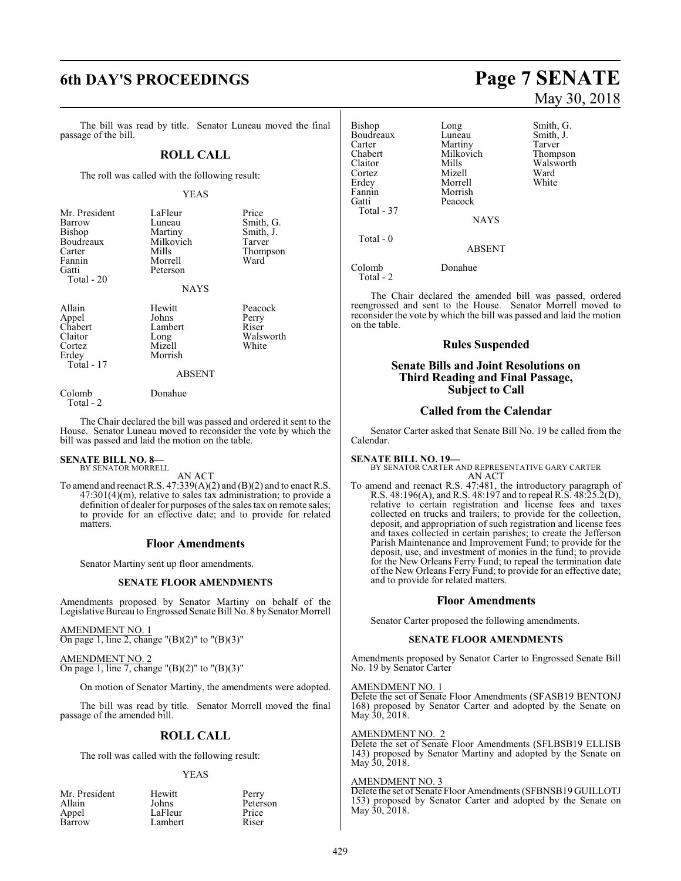The bill was read by title. Senator Luneau moved the final passage of the bill.

## ROLL CALL

The roll was called with the following result:

YEAS

| | | |
|---|---|---|
| Mr. President | LaFleur | Price |
| Barrow | Luneau | Smith, G. |
| Bishop | Martiny | Smith, J. |
| Boudreaux | Milkovich | Tarver |
| Carter | Mills | Thompson |
| Fannin | Morrell | Ward |
| Gatti | Peterson | |
| Total - 20 | | |

NAYS

| | | |
|---|---|---|
| Allain | Hewitt | Peacock |
| Appel | Johns | Perry |
| Chabert | Lambert | Riser |
| Claitor | Long | Walsworth |
| Cortez | Mizell | White |
| Erdey | Morrish | |
| Total - 17 | | |

ABSENT

| | |
|---|---|
| Colomb | Donahue |
| Total - 2 | |

The Chair declared the bill was passed and ordered it sent to the House. Senator Luneau moved to reconsider the vote by which the bill was passed and laid the motion on the table.

**SENATE BILL NO. 8—**
BY SENATOR MORRELL

AN ACT

To amend and reenact R.S. 47:339(A)(2) and (B)(2) and to enact R.S. 47:301(4)(m), relative to sales tax administration; to provide a definition of dealer for purposes of the sales tax on remote sales; to provide for an effective date; and to provide for related matters.

## Floor Amendments

Senator Martiny sent up floor amendments.

### SENATE FLOOR AMENDMENTS

Amendments proposed by Senator Martiny on behalf of the Legislative Bureau to Engrossed Senate Bill No. 8 by Senator Morrell

AMENDMENT NO. 1
On page 1, line 2, change "(B)(2)" to "(B)(3)"

AMENDMENT NO. 2
On page 1, line 7, change "(B)(2)" to "(B)(3)"

On motion of Senator Martiny, the amendments were adopted.

The bill was read by title. Senator Morrell moved the final passage of the amended bill.

## ROLL CALL

The roll was called with the following result:

YEAS

| | | |
|---|---|---|
| Mr. President | Hewitt | Perry |
| Allain | Johns | Peterson |
| Appel | LaFleur | Price |
| Barrow | Lambert | Riser |
| Bishop | Long | Smith, G. |
| Boudreaux | Luneau | Smith, J. |
| Carter | Martiny | Tarver |
| Chabert | Milkovich | Thompson |
| Claitor | Mills | Walsworth |
| Cortez | Mizell | Ward |
| Erdey | Morrell | White |
| Fannin | Morrish | |
| Gatti | Peacock | |
| Total - 37 | | |

NAYS

Total - 0

ABSENT

| | |
|---|---|
| Colomb | Donahue |
| Total - 2 | |

The Chair declared the amended bill was passed, ordered reengrossed and sent to the House. Senator Morrell moved to reconsider the vote by which the bill was passed and laid the motion on the table.

## Rules Suspended

### Senate Bills and Joint Resolutions on Third Reading and Final Passage, Subject to Call

## Called from the Calendar

Senator Carter asked that Senate Bill No. 19 be called from the Calendar.

**SENATE BILL NO. 19—**
BY SENATOR CARTER AND REPRESENTATIVE GARY CARTER

AN ACT

To amend and reenact R.S. 47:481, the introductory paragraph of R.S. 48:196(A), and R.S. 48:197 and to repeal R.S. 48:25.2(D), relative to certain registration and license fees and taxes collected on trucks and trailers; to provide for the collection, deposit, and appropriation of such registration and license fees and taxes collected in certain parishes; to create the Jefferson Parish Maintenance and Improvement Fund; to provide for the deposit, use, and investment of monies in the fund; to provide for the New Orleans Ferry Fund; to repeal the termination date of the New Orleans Ferry Fund; to provide for an effective date; and to provide for related matters.

## Floor Amendments

Senator Carter proposed the following amendments.

### SENATE FLOOR AMENDMENTS

Amendments proposed by Senator Carter to Engrossed Senate Bill No. 19 by Senator Carter

AMENDMENT NO. 1
Delete the set of Senate Floor Amendments (SFASB19 BENTONJ 168) proposed by Senator Carter and adopted by the Senate on May 30, 2018.

AMENDMENT NO. 2
Delete the set of Senate Floor Amendments (SFLBSB19 ELLISB 143) proposed by Senator Martiny and adopted by the Senate on May 30, 2018.

AMENDMENT NO. 3
Delete the set of Senate Floor Amendments (SFBNSB19 GUILLOTJ 153) proposed by Senator Carter and adopted by the Senate on May 30, 2018.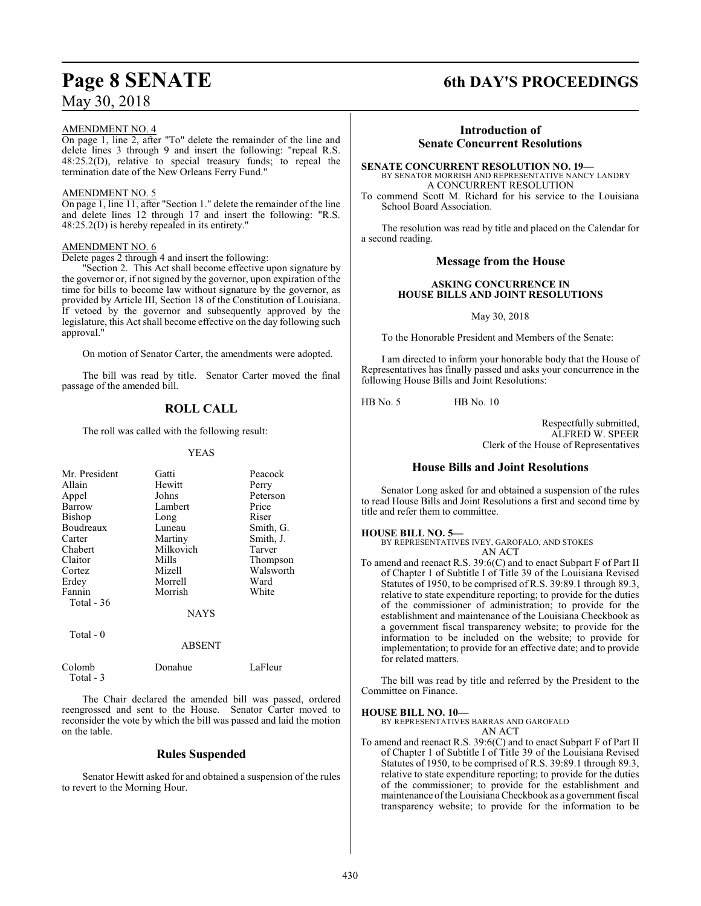AMENDMENT NO. 4

On page 1, line 2, after "To" delete the remainder of the line and delete lines 3 through 9 and insert the following: "repeal R.S. 48:25.2(D), relative to special treasury funds; to repeal the termination date of the New Orleans Ferry Fund."

AMENDMENT NO. 5

On page 1, line 11, after "Section 1." delete the remainder of the line and delete lines 12 through 17 and insert the following: "R.S. 48:25.2(D) is hereby repealed in its entirety."

AMENDMENT NO. 6

Delete pages 2 through 4 and insert the following:

"Section 2. This Act shall become effective upon signature by the governor or, if not signed by the governor, upon expiration of the time for bills to become law without signature by the governor, as provided by Article III, Section 18 of the Constitution of Louisiana. If vetoed by the governor and subsequently approved by the legislature, this Act shall become effective on the day following such approval."

On motion of Senator Carter, the amendments were adopted.

The bill was read by title. Senator Carter moved the final passage of the amended bill.

## ROLL CALL

The roll was called with the following result:

YEAS

| | | |
|---|---|---|
| Mr. President | Gatti | Peacock |
| Allain | Hewitt | Perry |
| Appel | Johns | Peterson |
| Barrow | Lambert | Price |
| Bishop | Long | Riser |
| Boudreaux | Luneau | Smith, G. |
| Carter | Martiny | Smith, J. |
| Chabert | Milkovich | Tarver |
| Claitor | Mills | Thompson |
| Cortez | Mizell | Walsworth |
| Erdey | Morrell | Ward |
| Fannin | Morrish | White |

Total - 36

NAYS

Total - 0

ABSENT

| | | |
|---|---|---|
| Colomb | Donahue | LaFleur |

Total - 3

The Chair declared the amended bill was passed, ordered reengrossed and sent to the House. Senator Carter moved to reconsider the vote by which the bill was passed and laid the motion on the table.

## Rules Suspended

Senator Hewitt asked for and obtained a suspension of the rules to revert to the Morning Hour.

## Introduction of Senate Concurrent Resolutions

**SENATE CONCURRENT RESOLUTION NO. 19—**
BY SENATOR MORRISH AND REPRESENTATIVE NANCY LANDRY
A CONCURRENT RESOLUTION

To commend Scott M. Richard for his service to the Louisiana School Board Association.

The resolution was read by title and placed on the Calendar for a second reading.

## Message from the House

**ASKING CONCURRENCE IN HOUSE BILLS AND JOINT RESOLUTIONS**

May 30, 2018

To the Honorable President and Members of the Senate:

I am directed to inform your honorable body that the House of Representatives has finally passed and asks your concurrence in the following House Bills and Joint Resolutions:

HB No. 5 HB No. 10

Respectfully submitted,
ALFRED W. SPEER
Clerk of the House of Representatives

## House Bills and Joint Resolutions

Senator Long asked for and obtained a suspension of the rules to read House Bills and Joint Resolutions a first and second time by title and refer them to committee.

**HOUSE BILL NO. 5—**
BY REPRESENTATIVES IVEY, GAROFALO, AND STOKES
AN ACT

To amend and reenact R.S. 39:6(C) and to enact Subpart F of Part II of Chapter 1 of Subtitle I of Title 39 of the Louisiana Revised Statutes of 1950, to be comprised of R.S. 39:89.1 through 89.3, relative to state expenditure reporting; to provide for the duties of the commissioner of administration; to provide for the establishment and maintenance of the Louisiana Checkbook as a government fiscal transparency website; to provide for the information to be included on the website; to provide for implementation; to provide for an effective date; and to provide for related matters.

The bill was read by title and referred by the President to the Committee on Finance.

**HOUSE BILL NO. 10—**
BY REPRESENTATIVES BARRAS AND GAROFALO
AN ACT

To amend and reenact R.S. 39:6(C) and to enact Subpart F of Part II of Chapter 1 of Subtitle I of Title 39 of the Louisiana Revised Statutes of 1950, to be comprised of R.S. 39:89.1 through 89.3, relative to state expenditure reporting; to provide for the duties of the commissioner; to provide for the establishment and maintenance of the Louisiana Checkbook as a government fiscal transparency website; to provide for the information to be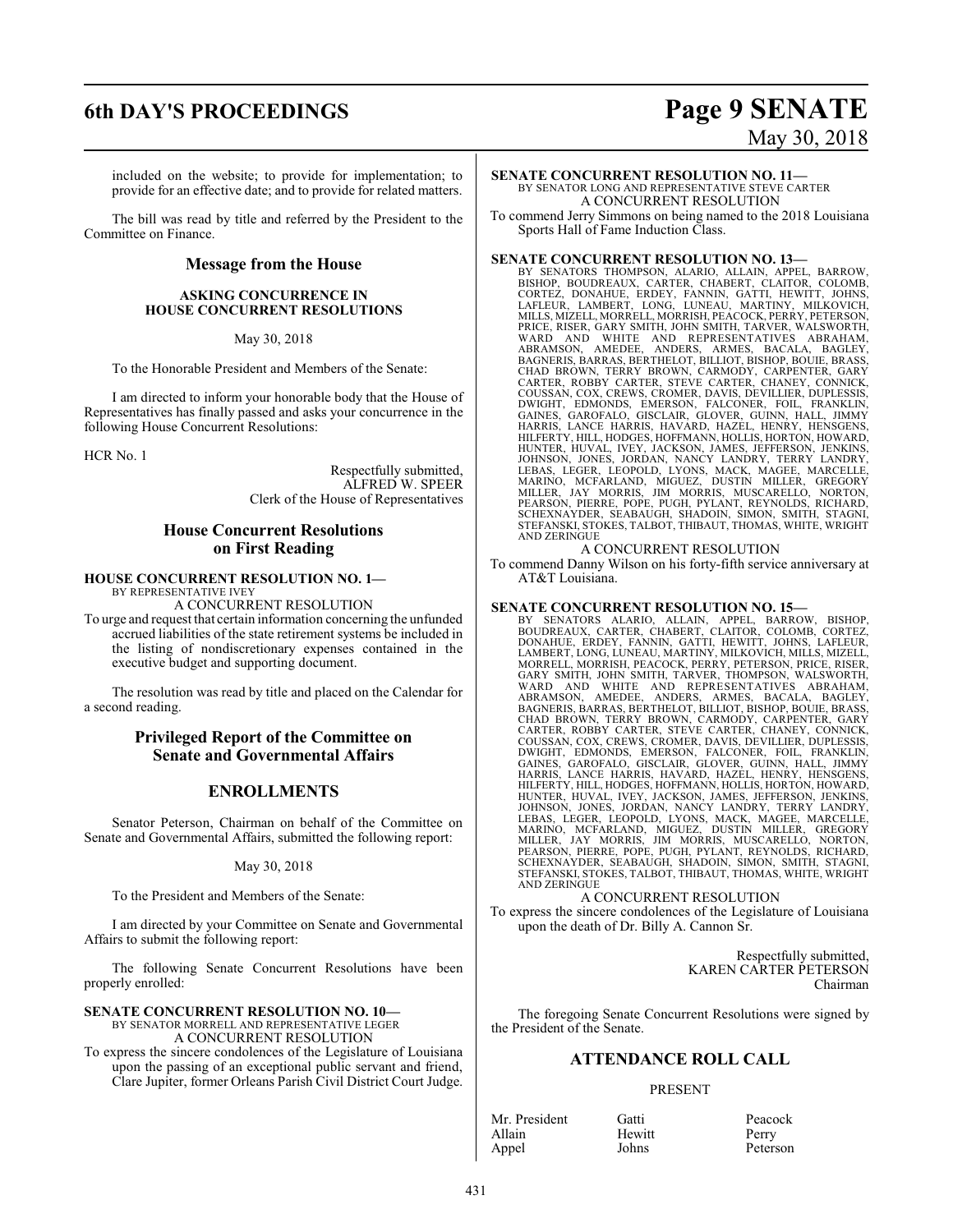included on the website; to provide for implementation; to provide for an effective date; and to provide for related matters.

The bill was read by title and referred by the President to the Committee on Finance.

## Message from the House

### ASKING CONCURRENCE IN HOUSE CONCURRENT RESOLUTIONS

May 30, 2018

To the Honorable President and Members of the Senate:

I am directed to inform your honorable body that the House of Representatives has finally passed and asks your concurrence in the following House Concurrent Resolutions:

HCR No. 1

Respectfully submitted,
ALFRED W. SPEER
Clerk of the House of Representatives

## House Concurrent Resolutions on First Reading

**HOUSE CONCURRENT RESOLUTION NO. 1—**
BY REPRESENTATIVE IVEY
A CONCURRENT RESOLUTION
To urge and request that certain information concerning the unfunded accrued liabilities of the state retirement systems be included in the listing of nondiscretionary expenses contained in the executive budget and supporting document.

The resolution was read by title and placed on the Calendar for a second reading.

## Privileged Report of the Committee on Senate and Governmental Affairs

## ENROLLMENTS

Senator Peterson, Chairman on behalf of the Committee on Senate and Governmental Affairs, submitted the following report:

May 30, 2018

To the President and Members of the Senate:

I am directed by your Committee on Senate and Governmental Affairs to submit the following report:

The following Senate Concurrent Resolutions have been properly enrolled:

**SENATE CONCURRENT RESOLUTION NO. 10—**
BY SENATOR MORRELL AND REPRESENTATIVE LEGER
A CONCURRENT RESOLUTION
To express the sincere condolences of the Legislature of Louisiana upon the passing of an exceptional public servant and friend, Clare Jupiter, former Orleans Parish Civil District Court Judge.

**SENATE CONCURRENT RESOLUTION NO. 11—**
BY SENATOR LONG AND REPRESENTATIVE STEVE CARTER
A CONCURRENT RESOLUTION
To commend Jerry Simmons on being named to the 2018 Louisiana Sports Hall of Fame Induction Class.

**SENATE CONCURRENT RESOLUTION NO. 13—**
BY SENATORS THOMPSON, ALARIO, ALLAIN, APPEL, BARROW, BISHOP, BOUDREAUX, CARTER, CHABERT, CLAITOR, COLOMB, CORTEZ, DONAHUE, ERDEY, FANNIN, GATTI, HEWITT, JOHNS, LAFLEUR, LAMBERT, LONG, LUNEAU, MARTINY, MILKOVICH, MILLS, MIZELL, MORRELL, MORRISH, PEACOCK, PERRY, PETERSON, PRICE, RISER, GARY SMITH, JOHN SMITH, TARVER, WALSWORTH, WARD AND WHITE AND REPRESENTATIVES ABRAHAM, ABRAMSON, AMEDEE, ANDERS, ARMES, BACALA, BAGLEY, BAGNERIS, BARRAS, BERTHELOT, BILLIOT, BISHOP, BOUIE, BRASS, CHAD BROWN, TERRY BROWN, CARMODY, CARPENTER, GARY CARTER, ROBBY CARTER, STEVE CARTER, CHANEY, CONNICK, COUSSAN, COX, CREWS, CROMER, DAVIS, DEVILLIER, DUPLESSIS, DWIGHT, EDMONDS, EMERSON, FALCONER, FOIL, FRANKLIN, GAINES, GAROFALO, GISCLAIR, GLOVER, GUINN, HALL, JIMMY HARRIS, LANCE HARRIS, HAVARD, HAZEL, HENRY, HENSGENS, HILFERTY, HILL, HODGES, HOFFMANN, HOLLIS, HORTON, HOWARD, HUNTER, HUVAL, IVEY, JACKSON, JAMES, JEFFERSON, JENKINS, JOHNSON, JONES, JORDAN, NANCY LANDRY, TERRY LANDRY, LEBAS, LEGER, LEOPOLD, LYONS, MACK, MAGEE, MARCELLE, MARINO, MCFARLAND, MIGUEZ, DUSTIN MILLER, GREGORY MILLER, JAY MORRIS, JIM MORRIS, MUSCARELLO, NORTON, PEARSON, PIERRE, POPE, PUGH, PYLANT, REYNOLDS, RICHARD, SCHEXNAYDER, SEABAUGH, SHADOIN, SIMON, SMITH, STAGNI, STEFANSKI, STOKES, TALBOT, THIBAUT, THOMAS, WHITE, WRIGHT AND ZERINGUE
A CONCURRENT RESOLUTION
To commend Danny Wilson on his forty-fifth service anniversary at AT&T Louisiana.

**SENATE CONCURRENT RESOLUTION NO. 15—**
BY SENATORS ALARIO, ALLAIN, APPEL, BARROW, BISHOP, BOUDREAUX, CARTER, CHABERT, CLAITOR, COLOMB, CORTEZ, DONAHUE, ERDEY, FANNIN, GATTI, HEWITT, JOHNS, LAFLEUR, LAMBERT, LONG, LUNEAU, MARTINY, MILKOVICH, MILLS, MIZELL, MORRELL, MORRISH, PEACOCK, PERRY, PETERSON, PRICE, RISER, GARY SMITH, JOHN SMITH, TARVER, THOMPSON, WALSWORTH, WARD AND WHITE AND REPRESENTATIVES ABRAHAM, ABRAMSON, AMEDEE, ANDERS, ARMES, BACALA, BAGLEY, BAGNERIS, BARRAS, BERTHELOT, BILLIOT, BISHOP, BOUIE, BRASS, CHAD BROWN, TERRY BROWN, CARMODY, CARPENTER, GARY CARTER, ROBBY CARTER, STEVE CARTER, CHANEY, CONNICK, COUSSAN, COX, CREWS, CROMER, DAVIS, DEVILLIER, DUPLESSIS, DWIGHT, EDMONDS, EMERSON, FALCONER, FOIL, FRANKLIN, GAINES, GAROFALO, GISCLAIR, GLOVER, GUINN, HALL, JIMMY HARRIS, LANCE HARRIS, HAVARD, HAZEL, HENRY, HENSGENS, HILFERTY, HILL, HODGES, HOFFMANN, HOLLIS, HORTON, HOWARD, HUNTER, HUVAL, IVEY, JACKSON, JAMES, JEFFERSON, JENKINS, JOHNSON, JONES, JORDAN, NANCY LANDRY, TERRY LANDRY, LEBAS, LEGER, LEOPOLD, LYONS, MACK, MAGEE, MARCELLE, MARINO, MCFARLAND, MIGUEZ, DUSTIN MILLER, GREGORY MILLER, JAY MORRIS, JIM MORRIS, MUSCARELLO, NORTON, PEARSON, PIERRE, POPE, PUGH, PYLANT, REYNOLDS, RICHARD, SCHEXNAYDER, SEABAUGH, SHADOIN, SIMON, SMITH, STAGNI, STEFANSKI, STOKES, TALBOT, THIBAUT, THOMAS, WHITE, WRIGHT AND ZERINGUE
A CONCURRENT RESOLUTION
To express the sincere condolences of the Legislature of Louisiana upon the death of Dr. Billy A. Cannon Sr.

Respectfully submitted,
KAREN CARTER PETERSON
Chairman

The foregoing Senate Concurrent Resolutions were signed by the President of the Senate.

## ATTENDANCE ROLL CALL

PRESENT

| | | |
|---|---|---|
| Mr. President | Gatti | Peacock |
| Allain | Hewitt | Perry |
| Appel | Johns | Peterson |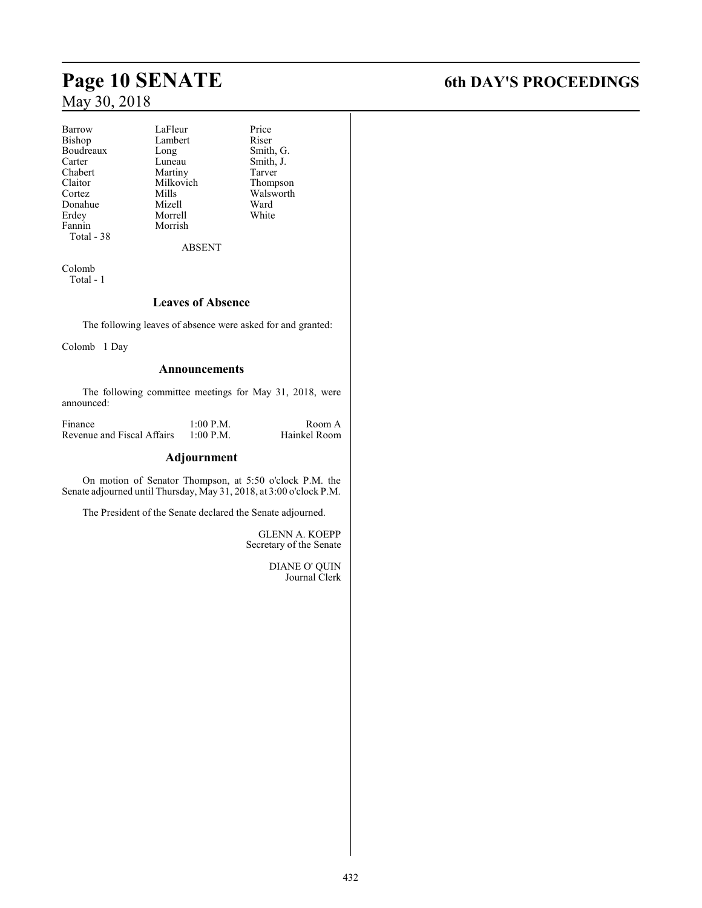| | | |
|---|---|---|
| Barrow | LaFleur | Price |
| Bishop | Lambert | Riser |
| Boudreaux | Long | Smith, G. |
| Carter | Luneau | Smith, J. |
| Chabert | Martiny | Tarver |
| Claitor | Milkovich | Thompson |
| Cortez | Mills | Walsworth |
| Donahue | Mizell | Ward |
| Erdey | Morrell | White |
| Fannin | Morrish | |

Total - 38

ABSENT

Colomb

Total - 1

## Leaves of Absence

The following leaves of absence were asked for and granted:

Colomb 1 Day

## Announcements

The following committee meetings for May 31, 2018, were announced:

| | | |
|---|---|---|
| Finance | 1:00 P.M. | Room A |
| Revenue and Fiscal Affairs | 1:00 P.M. | Hainkel Room |

## Adjournment

On motion of Senator Thompson, at 5:50 o'clock P.M. the Senate adjourned until Thursday, May 31, 2018, at 3:00 o'clock P.M.

The President of the Senate declared the Senate adjourned.

GLENN A. KOEPP
Secretary of the Senate

DIANE O' QUIN
Journal Clerk